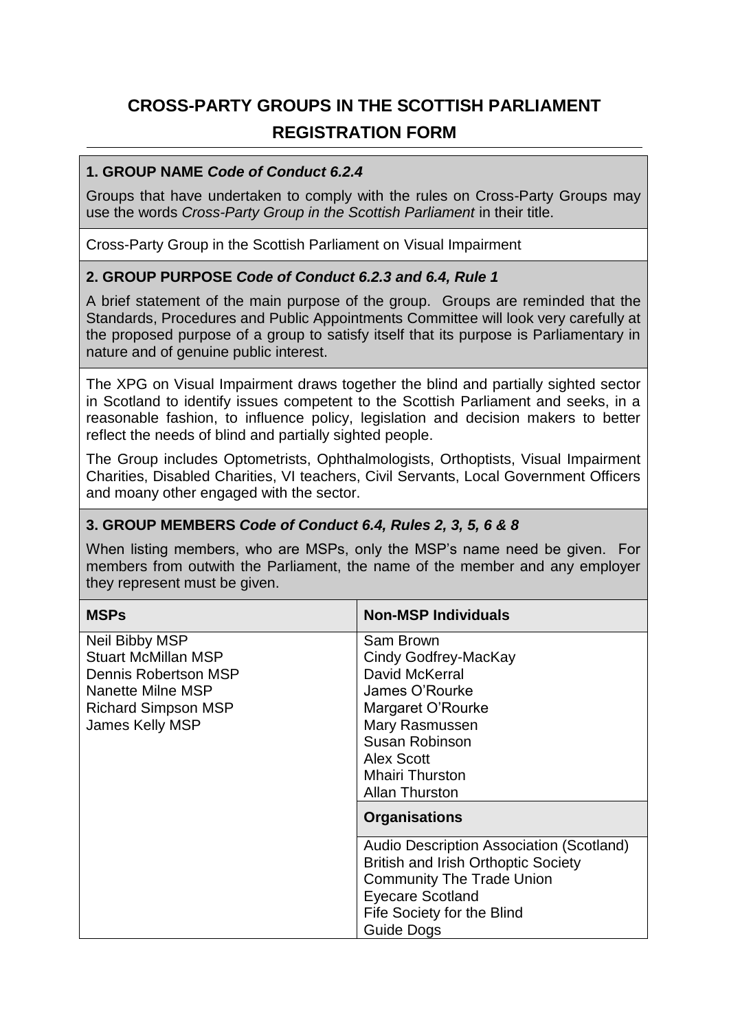# CROSS-PARTY GROUPS IN THE SCOTTISH PARLIAMENT

## REGISTRATION FORM

### 1. GROUP NAME *Code of Conduct 6.2.4*

Groups that have undertaken to comply with the rules on Cross-Party Groups may use the words *Cross-Party Group in the Scottish Parliament* in their title.

Cross-Party Group in the Scottish Parliament on Visual Impairment

### 2. GROUP PURPOSE *Code of Conduct 6.2.3 and 6.4, Rule 1*

A brief statement of the main purpose of the group. Groups are reminded that the Standards, Procedures and Public Appointments Committee will look very carefully at the proposed purpose of a group to satisfy itself that its purpose is Parliamentary in nature and of genuine public interest.

The XPG on Visual Impairment draws together the blind and partially sighted sector in Scotland to identify issues competent to the Scottish Parliament and seeks, in a reasonable fashion, to influence policy, legislation and decision makers to better reflect the needs of blind and partially sighted people.

The Group includes Optometrists, Ophthalmologists, Orthoptists, Visual Impairment Charities, Disabled Charities, VI teachers, Civil Servants, Local Government Officers and moany other engaged with the sector.

### 3. GROUP MEMBERS *Code of Conduct 6.4, Rules 2, 3, 5, 6 & 8*

When listing members, who are MSPs, only the MSP's name need be given. For members from outwith the Parliament, the name of the member and any employer they represent must be given.

| MSPs | Non-MSP Individuals |
|---|---|
| Neil Bibby MSP<br>Stuart McMillan MSP<br>Dennis Robertson MSP<br>Nanette Milne MSP<br>Richard Simpson MSP<br>James Kelly MSP | Sam Brown<br>Cindy Godfrey-MacKay<br>David McKerral<br>James O'Rourke<br>Margaret O'Rourke<br>Mary Rasmussen<br>Susan Robinson<br>Alex Scott<br>Mhairi Thurston<br>Allan Thurston |
| | **Organisations** |
| | Audio Description Association (Scotland)<br>British and Irish Orthoptic Society<br>Community The Trade Union<br>Eyecare Scotland<br>Fife Society for the Blind<br>Guide Dogs |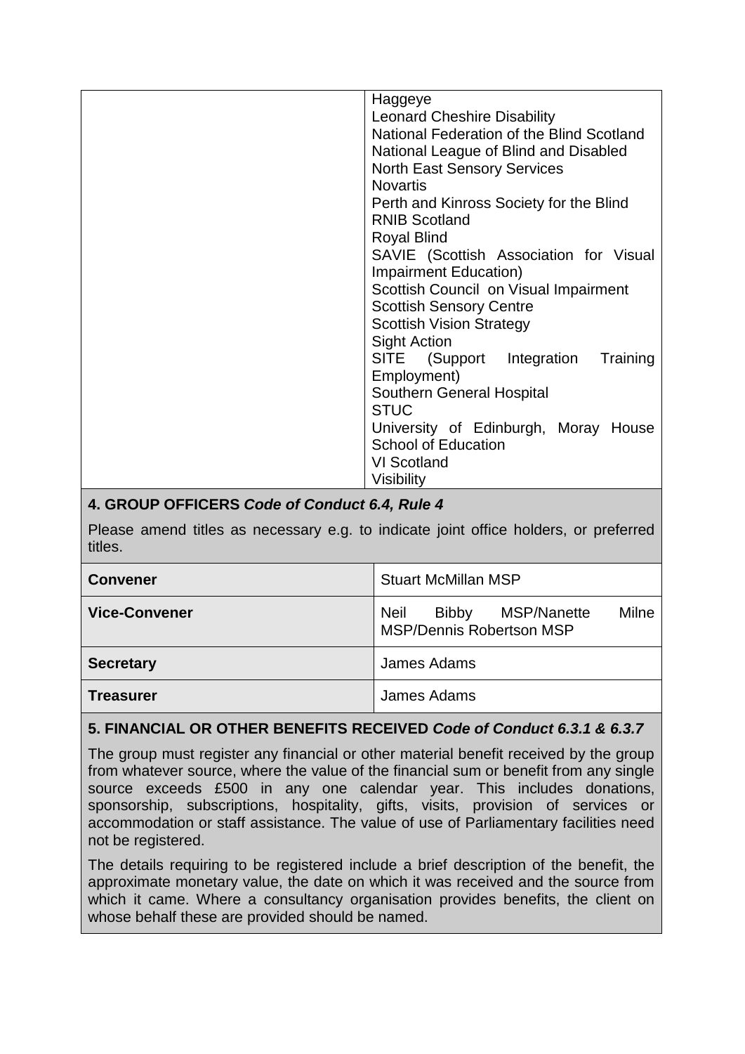| | |
|---|---|
| | Haggeye<br>Leonard Cheshire Disability<br>National Federation of the Blind Scotland<br>National League of Blind and Disabled<br>North East Sensory Services<br>Novartis<br>Perth and Kinross Society for the Blind<br>RNIB Scotland<br>Royal Blind<br>SAVIE (Scottish Association for Visual Impairment Education)<br>Scottish Council on Visual Impairment<br>Scottish Sensory Centre<br>Scottish Vision Strategy<br>Sight Action<br>SITE (Support Integration Training Employment)<br>Southern General Hospital<br>STUC<br>University of Edinburgh, Moray House School of Education<br>VI Scotland<br>Visibility |

## 4. GROUP OFFICERS *Code of Conduct 6.4, Rule 4*

Please amend titles as necessary e.g. to indicate joint office holders, or preferred titles.

| | |
|---|---|
| **Convener** | Stuart McMillan MSP |
| **Vice-Convener** | Neil Bibby MSP/Nanette Milne MSP/Dennis Robertson MSP |
| **Secretary** | James Adams |
| **Treasurer** | James Adams |

## 5. FINANCIAL OR OTHER BENEFITS RECEIVED *Code of Conduct 6.3.1 & 6.3.7*

The group must register any financial or other material benefit received by the group from whatever source, where the value of the financial sum or benefit from any single source exceeds £500 in any one calendar year. This includes donations, sponsorship, subscriptions, hospitality, gifts, visits, provision of services or accommodation or staff assistance. The value of use of Parliamentary facilities need not be registered.

The details requiring to be registered include a brief description of the benefit, the approximate monetary value, the date on which it was received and the source from which it came. Where a consultancy organisation provides benefits, the client on whose behalf these are provided should be named.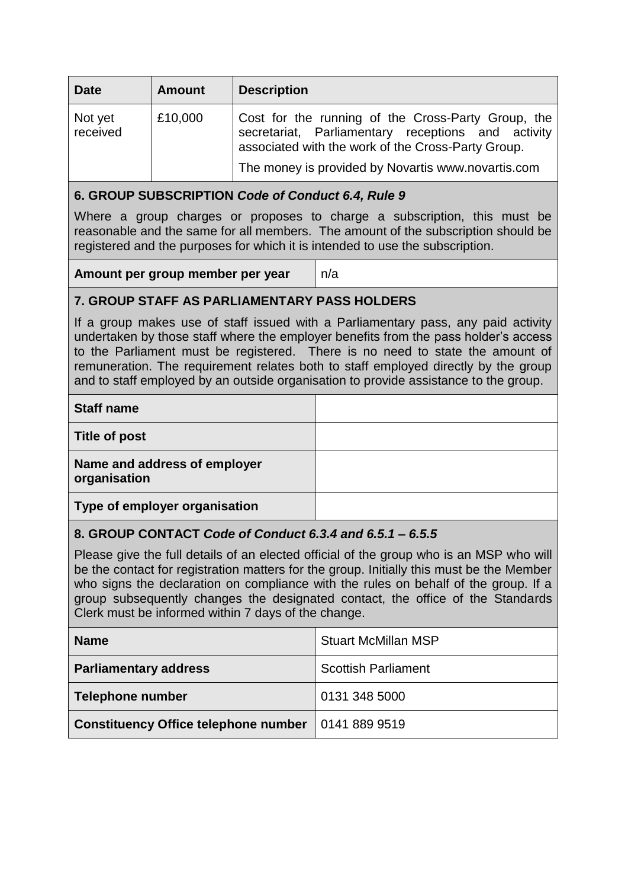| Date | Amount | Description |
| --- | --- | --- |
| Not yet received | £10,000 | Cost for the running of the Cross-Party Group, the secretariat, Parliamentary receptions and activity associated with the work of the Cross-Party Group.<br><br>The money is provided by Novartis www.novartis.com |

## 6. GROUP SUBSCRIPTION *Code of Conduct 6.4, Rule 9*

Where a group charges or proposes to charge a subscription, this must be reasonable and the same for all members. The amount of the subscription should be registered and the purposes for which it is intended to use the subscription.

| | |
| --- | --- |
| **Amount per group member per year** | n/a |

## 7. GROUP STAFF AS PARLIAMENTARY PASS HOLDERS

If a group makes use of staff issued with a Parliamentary pass, any paid activity undertaken by those staff where the employer benefits from the pass holder's access to the Parliament must be registered. There is no need to state the amount of remuneration. The requirement relates both to staff employed directly by the group and to staff employed by an outside organisation to provide assistance to the group.

| | |
| --- | --- |
| **Staff name** | |
| **Title of post** | |
| **Name and address of employer organisation** | |
| **Type of employer organisation** | |

## 8. GROUP CONTACT *Code of Conduct 6.3.4 and 6.5.1 – 6.5.5*

Please give the full details of an elected official of the group who is an MSP who will be the contact for registration matters for the group. Initially this must be the Member who signs the declaration on compliance with the rules on behalf of the group. If a group subsequently changes the designated contact, the office of the Standards Clerk must be informed within 7 days of the change.

| | |
| --- | --- |
| **Name** | Stuart McMillan MSP |
| **Parliamentary address** | Scottish Parliament |
| **Telephone number** | 0131 348 5000 |
| **Constituency Office telephone number** | 0141 889 9519 |